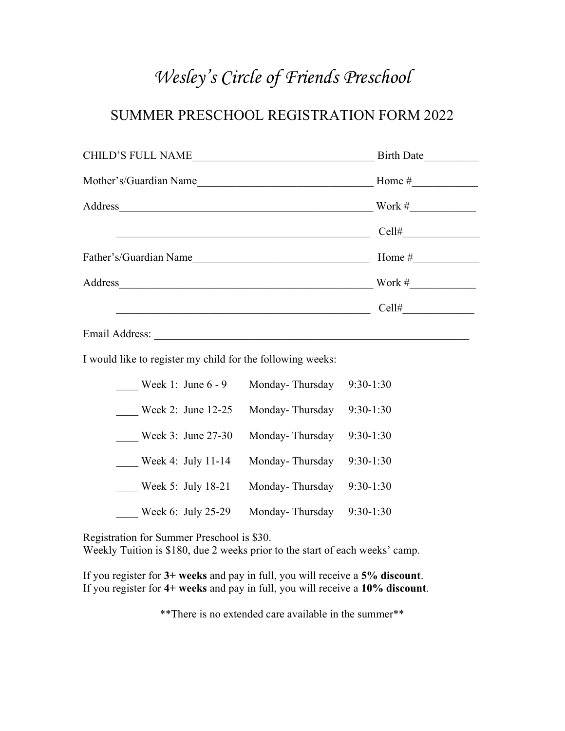# *Wesley's Circle of Friends Preschool*

## SUMMER PRESCHOOL REGISTRATION FORM 2022

CHILD'S FULL NAME_________________________________ Birth Date__________

Mother's/Guardian Name_______________________________ Home #____________

Address______________________________________________ Work #____________

_____________________________________________ Cell#______________

Father's/Guardian Name_______________________________ Home #____________

Address______________________________________________ Work #____________

_____________________________________________ Cell#_____________

Email Address: _________________________________________________________

I would like to register my child for the following weeks:

____ Week 1: June 6 - 9 Monday- Thursday 9:30-1:30

____ Week 2: June 12-25 Monday- Thursday 9:30-1:30

____ Week 3: June 27-30 Monday- Thursday 9:30-1:30

____ Week 4: July 11-14 Monday- Thursday 9:30-1:30

____ Week 5: July 18-21 Monday- Thursday 9:30-1:30

____ Week 6: July 25-29 Monday- Thursday 9:30-1:30

Registration for Summer Preschool is $30.
Weekly Tuition is $180, due 2 weeks prior to the start of each weeks' camp.

If you register for **3+ weeks** and pay in full, you will receive a **5% discount**.
If you register for **4+ weeks** and pay in full, you will receive a **10% discount**.

**There is no extended care available in the summer**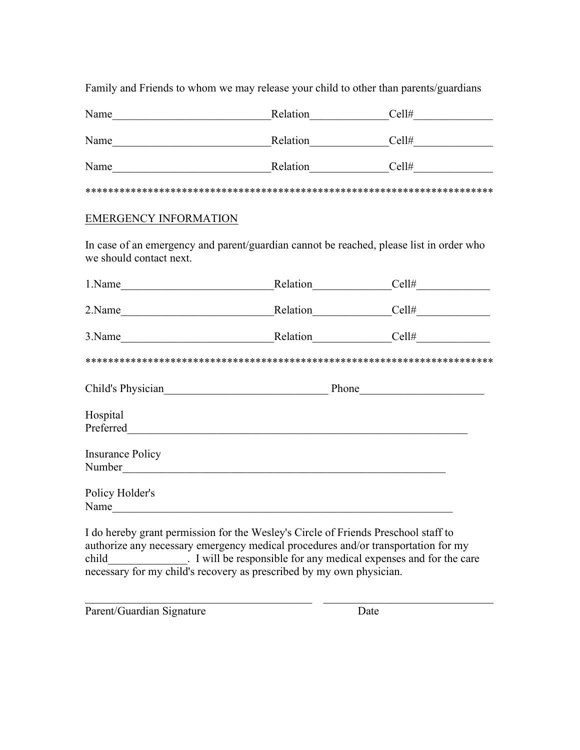Family and Friends to whom we may release your child to other than parents/guardians

Name____________________________Relation______________Cell#______________

Name____________________________Relation______________Cell#______________

Name____________________________Relation______________Cell#______________

*************************************************************************

EMERGENCY INFORMATION

In case of an emergency and parent/guardian cannot be reached, please list in order who we should contact next.

1.Name___________________________Relation______________Cell#_____________

2.Name___________________________Relation______________Cell#_____________

3.Name___________________________Relation______________Cell#_____________

*************************************************************************

Child's Physician_____________________________ Phone______________________

Hospital
Preferred______________________________________________________________

Insurance Policy
Number_________________________________________________________

Policy Holder's
Name_____________________________________________________________

I do hereby grant permission for the Wesley's Circle of Friends Preschool staff to authorize any necessary emergency medical procedures and/or transportation for my child______________. I will be responsible for any medical expenses and for the care necessary for my child's recovery as prescribed by my own physician.

_________________________________________ _______________________________

Parent/Guardian Signature Date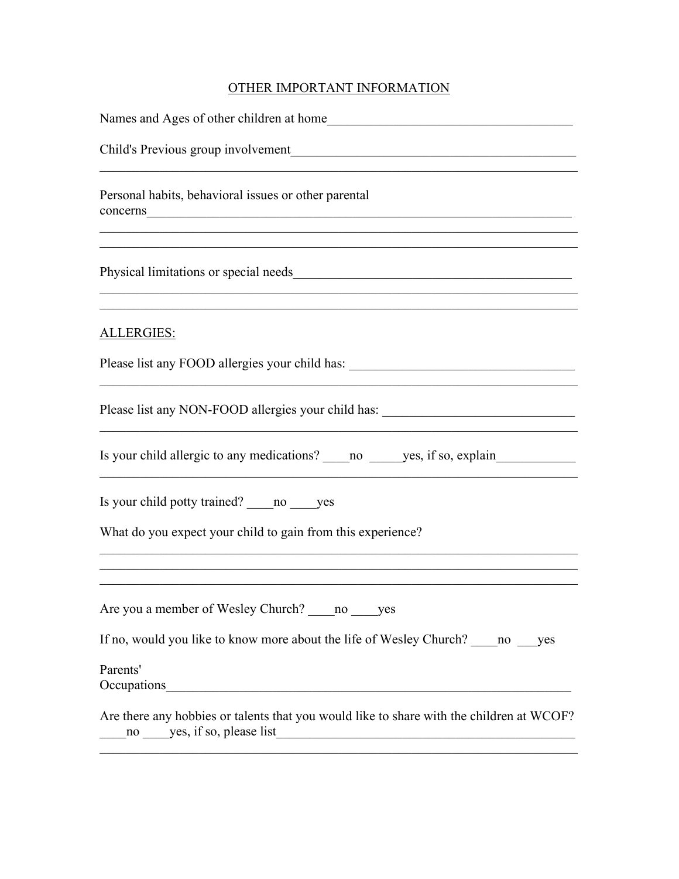## OTHER IMPORTANT INFORMATION

Names and Ages of other children at home______________________________________

Child's Previous group involvement____________________________________________
__________________________________________________________________________

Personal habits, behavioral issues or other parental concerns___________________________________________________________________
__________________________________________________________________________
__________________________________________________________________________

Physical limitations or special needs___________________________________________
__________________________________________________________________________
__________________________________________________________________________

ALLERGIES:

Please list any FOOD allergies your child has: ___________________________________
__________________________________________________________________________

Please list any NON-FOOD allergies your child has: ______________________________
__________________________________________________________________________

Is your child allergic to any medications? ____no _____yes, if so, explain____________
__________________________________________________________________________

Is your child potty trained? ____no ____yes

What do you expect your child to gain from this experience?
__________________________________________________________________________
__________________________________________________________________________
__________________________________________________________________________

Are you a member of Wesley Church? ____no ____yes

If no, would you like to know more about the life of Wesley Church? ____no ___yes

Parents' Occupations________________________________________________________________

Are there any hobbies or talents that you would like to share with the children at WCOF? ____no ____yes, if so, please list_______________________________________________
__________________________________________________________________________